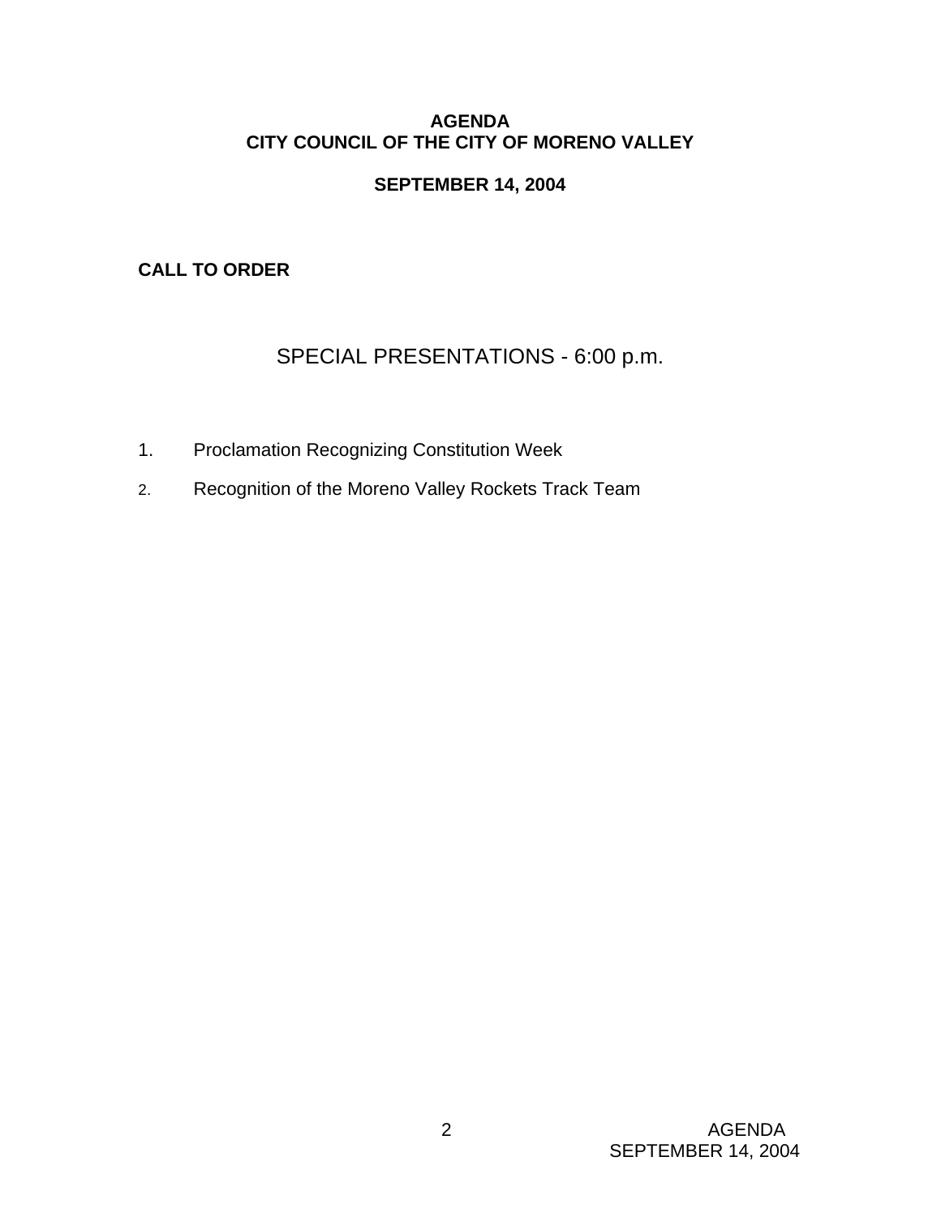# AGENDA
# CITY COUNCIL OF THE CITY OF MORENO VALLEY

**SEPTEMBER 14, 2004**

**CALL TO ORDER**

## SPECIAL PRESENTATIONS - 6:00 p.m.

1. Proclamation Recognizing Constitution Week
2. Recognition of the Moreno Valley Rockets Track Team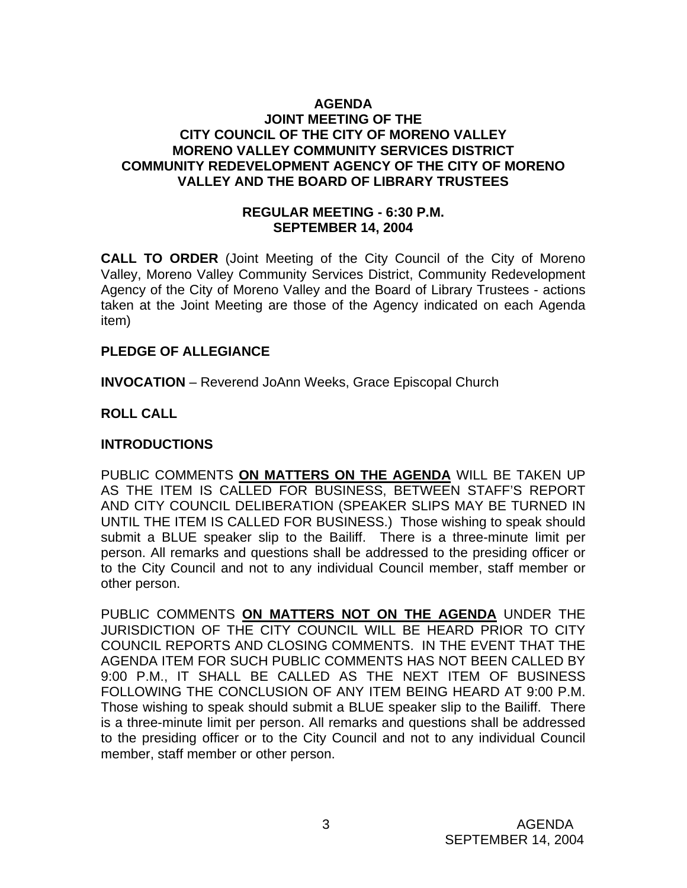**AGENDA**
**JOINT MEETING OF THE**
**CITY COUNCIL OF THE CITY OF MORENO VALLEY**
**MORENO VALLEY COMMUNITY SERVICES DISTRICT**
**COMMUNITY REDEVELOPMENT AGENCY OF THE CITY OF MORENO VALLEY AND THE BOARD OF LIBRARY TRUSTEES**

**REGULAR MEETING - 6:30 P.M.**
**SEPTEMBER 14, 2004**

**CALL TO ORDER** (Joint Meeting of the City Council of the City of Moreno Valley, Moreno Valley Community Services District, Community Redevelopment Agency of the City of Moreno Valley and the Board of Library Trustees - actions taken at the Joint Meeting are those of the Agency indicated on each Agenda item)

**PLEDGE OF ALLEGIANCE**

**INVOCATION** – Reverend JoAnn Weeks, Grace Episcopal Church

**ROLL CALL**

**INTRODUCTIONS**

PUBLIC COMMENTS **ON MATTERS ON THE AGENDA** WILL BE TAKEN UP AS THE ITEM IS CALLED FOR BUSINESS, BETWEEN STAFF'S REPORT AND CITY COUNCIL DELIBERATION (SPEAKER SLIPS MAY BE TURNED IN UNTIL THE ITEM IS CALLED FOR BUSINESS.) Those wishing to speak should submit a BLUE speaker slip to the Bailiff. There is a three-minute limit per person. All remarks and questions shall be addressed to the presiding officer or to the City Council and not to any individual Council member, staff member or other person.

PUBLIC COMMENTS **ON MATTERS NOT ON THE AGENDA** UNDER THE JURISDICTION OF THE CITY COUNCIL WILL BE HEARD PRIOR TO CITY COUNCIL REPORTS AND CLOSING COMMENTS. IN THE EVENT THAT THE AGENDA ITEM FOR SUCH PUBLIC COMMENTS HAS NOT BEEN CALLED BY 9:00 P.M., IT SHALL BE CALLED AS THE NEXT ITEM OF BUSINESS FOLLOWING THE CONCLUSION OF ANY ITEM BEING HEARD AT 9:00 P.M. Those wishing to speak should submit a BLUE speaker slip to the Bailiff. There is a three-minute limit per person. All remarks and questions shall be addressed to the presiding officer or to the City Council and not to any individual Council member, staff member or other person.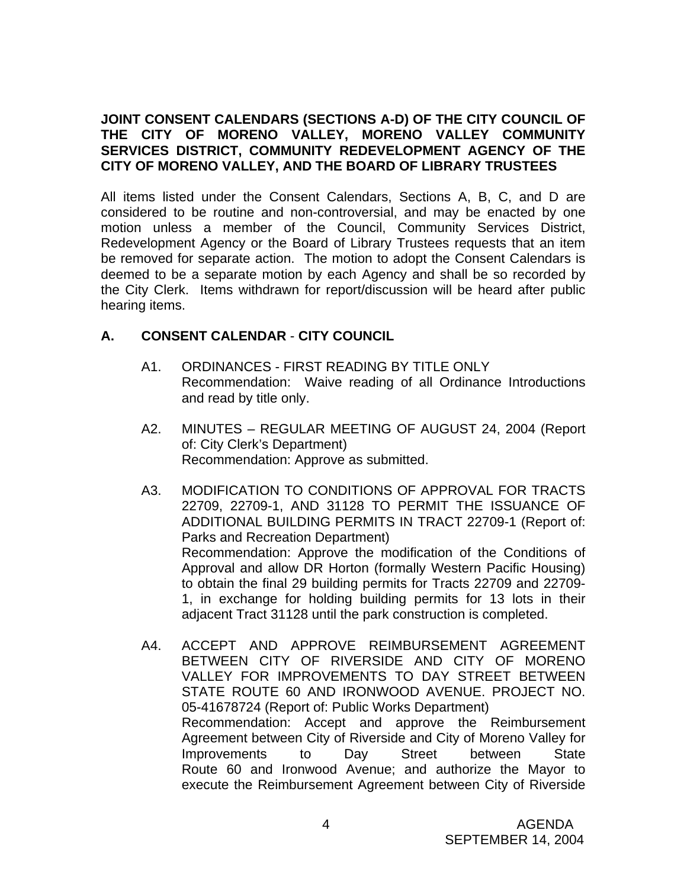**JOINT CONSENT CALENDARS (SECTIONS A-D) OF THE CITY COUNCIL OF THE CITY OF MORENO VALLEY, MORENO VALLEY COMMUNITY SERVICES DISTRICT, COMMUNITY REDEVELOPMENT AGENCY OF THE CITY OF MORENO VALLEY, AND THE BOARD OF LIBRARY TRUSTEES**

All items listed under the Consent Calendars, Sections A, B, C, and D are considered to be routine and non-controversial, and may be enacted by one motion unless a member of the Council, Community Services District, Redevelopment Agency or the Board of Library Trustees requests that an item be removed for separate action. The motion to adopt the Consent Calendars is deemed to be a separate motion by each Agency and shall be so recorded by the City Clerk. Items withdrawn for report/discussion will be heard after public hearing items.

## A. CONSENT CALENDAR - CITY COUNCIL

A1. ORDINANCES - FIRST READING BY TITLE ONLY
Recommendation: Waive reading of all Ordinance Introductions and read by title only.

A2. MINUTES – REGULAR MEETING OF AUGUST 24, 2004 (Report of: City Clerk's Department)
Recommendation: Approve as submitted.

A3. MODIFICATION TO CONDITIONS OF APPROVAL FOR TRACTS 22709, 22709-1, AND 31128 TO PERMIT THE ISSUANCE OF ADDITIONAL BUILDING PERMITS IN TRACT 22709-1 (Report of: Parks and Recreation Department)
Recommendation: Approve the modification of the Conditions of Approval and allow DR Horton (formally Western Pacific Housing) to obtain the final 29 building permits for Tracts 22709 and 22709-1, in exchange for holding building permits for 13 lots in their adjacent Tract 31128 until the park construction is completed.

A4. ACCEPT AND APPROVE REIMBURSEMENT AGREEMENT BETWEEN CITY OF RIVERSIDE AND CITY OF MORENO VALLEY FOR IMPROVEMENTS TO DAY STREET BETWEEN STATE ROUTE 60 AND IRONWOOD AVENUE. PROJECT NO. 05-41678724 (Report of: Public Works Department)
Recommendation: Accept and approve the Reimbursement Agreement between City of Riverside and City of Moreno Valley for Improvements to Day Street between State Route 60 and Ironwood Avenue; and authorize the Mayor to execute the Reimbursement Agreement between City of Riverside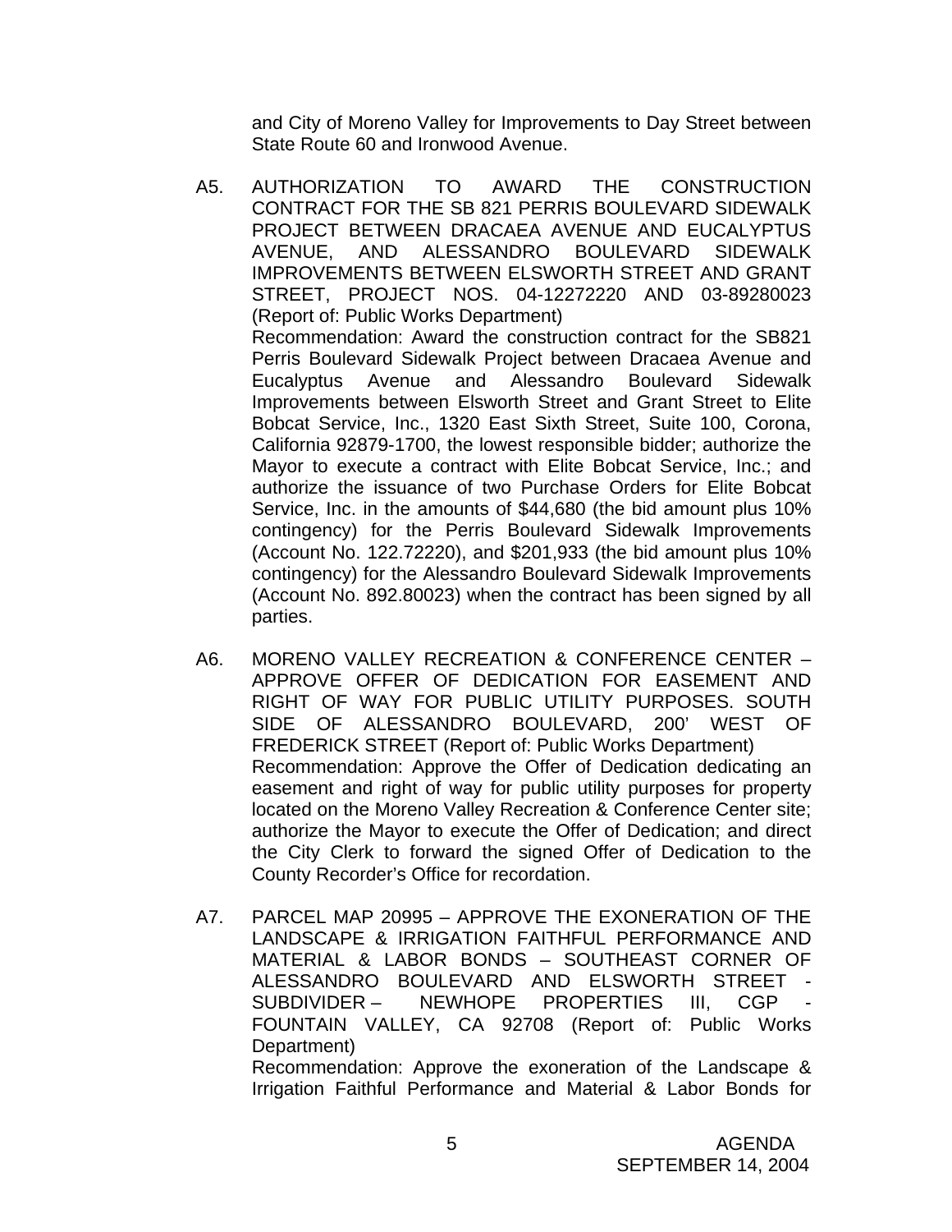and City of Moreno Valley for Improvements to Day Street between State Route 60 and Ironwood Avenue.

A5. AUTHORIZATION TO AWARD THE CONSTRUCTION CONTRACT FOR THE SB 821 PERRIS BOULEVARD SIDEWALK PROJECT BETWEEN DRACAEA AVENUE AND EUCALYPTUS AVENUE, AND ALESSANDRO BOULEVARD SIDEWALK IMPROVEMENTS BETWEEN ELSWORTH STREET AND GRANT STREET, PROJECT NOS. 04-12272220 AND 03-89280023 (Report of: Public Works Department)

Recommendation: Award the construction contract for the SB821 Perris Boulevard Sidewalk Project between Dracaea Avenue and Eucalyptus Avenue and Alessandro Boulevard Sidewalk Improvements between Elsworth Street and Grant Street to Elite Bobcat Service, Inc., 1320 East Sixth Street, Suite 100, Corona, California 92879-1700, the lowest responsible bidder; authorize the Mayor to execute a contract with Elite Bobcat Service, Inc.; and authorize the issuance of two Purchase Orders for Elite Bobcat Service, Inc. in the amounts of $44,680 (the bid amount plus 10% contingency) for the Perris Boulevard Sidewalk Improvements (Account No. 122.72220), and $201,933 (the bid amount plus 10% contingency) for the Alessandro Boulevard Sidewalk Improvements (Account No. 892.80023) when the contract has been signed by all parties.

A6. MORENO VALLEY RECREATION & CONFERENCE CENTER – APPROVE OFFER OF DEDICATION FOR EASEMENT AND RIGHT OF WAY FOR PUBLIC UTILITY PURPOSES. SOUTH SIDE OF ALESSANDRO BOULEVARD, 200' WEST OF FREDERICK STREET (Report of: Public Works Department)

Recommendation: Approve the Offer of Dedication dedicating an easement and right of way for public utility purposes for property located on the Moreno Valley Recreation & Conference Center site; authorize the Mayor to execute the Offer of Dedication; and direct the City Clerk to forward the signed Offer of Dedication to the County Recorder's Office for recordation.

A7. PARCEL MAP 20995 – APPROVE THE EXONERATION OF THE LANDSCAPE & IRRIGATION FAITHFUL PERFORMANCE AND MATERIAL & LABOR BONDS – SOUTHEAST CORNER OF ALESSANDRO BOULEVARD AND ELSWORTH STREET - SUBDIVIDER – NEWHOPE PROPERTIES III, CGP - FOUNTAIN VALLEY, CA 92708 (Report of: Public Works Department)

Recommendation: Approve the exoneration of the Landscape & Irrigation Faithful Performance and Material & Labor Bonds for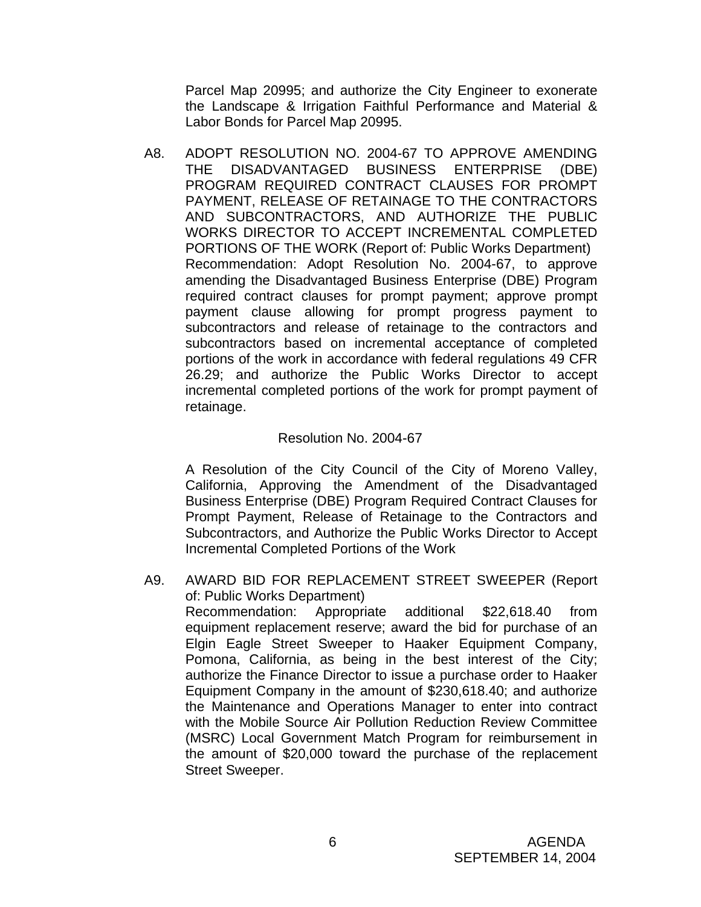Parcel Map 20995; and authorize the City Engineer to exonerate the Landscape & Irrigation Faithful Performance and Material & Labor Bonds for Parcel Map 20995.

A8. ADOPT RESOLUTION NO. 2004-67 TO APPROVE AMENDING THE DISADVANTAGED BUSINESS ENTERPRISE (DBE) PROGRAM REQUIRED CONTRACT CLAUSES FOR PROMPT PAYMENT, RELEASE OF RETAINAGE TO THE CONTRACTORS AND SUBCONTRACTORS, AND AUTHORIZE THE PUBLIC WORKS DIRECTOR TO ACCEPT INCREMENTAL COMPLETED PORTIONS OF THE WORK (Report of: Public Works Department)
Recommendation: Adopt Resolution No. 2004-67, to approve amending the Disadvantaged Business Enterprise (DBE) Program required contract clauses for prompt payment; approve prompt payment clause allowing for prompt progress payment to subcontractors and release of retainage to the contractors and subcontractors based on incremental acceptance of completed portions of the work in accordance with federal regulations 49 CFR 26.29; and authorize the Public Works Director to accept incremental completed portions of the work for prompt payment of retainage.

Resolution No. 2004-67

A Resolution of the City Council of the City of Moreno Valley, California, Approving the Amendment of the Disadvantaged Business Enterprise (DBE) Program Required Contract Clauses for Prompt Payment, Release of Retainage to the Contractors and Subcontractors, and Authorize the Public Works Director to Accept Incremental Completed Portions of the Work

A9. AWARD BID FOR REPLACEMENT STREET SWEEPER (Report of: Public Works Department)
Recommendation: Appropriate additional $22,618.40 from equipment replacement reserve; award the bid for purchase of an Elgin Eagle Street Sweeper to Haaker Equipment Company, Pomona, California, as being in the best interest of the City; authorize the Finance Director to issue a purchase order to Haaker Equipment Company in the amount of $230,618.40; and authorize the Maintenance and Operations Manager to enter into contract with the Mobile Source Air Pollution Reduction Review Committee (MSRC) Local Government Match Program for reimbursement in the amount of $20,000 toward the purchase of the replacement Street Sweeper.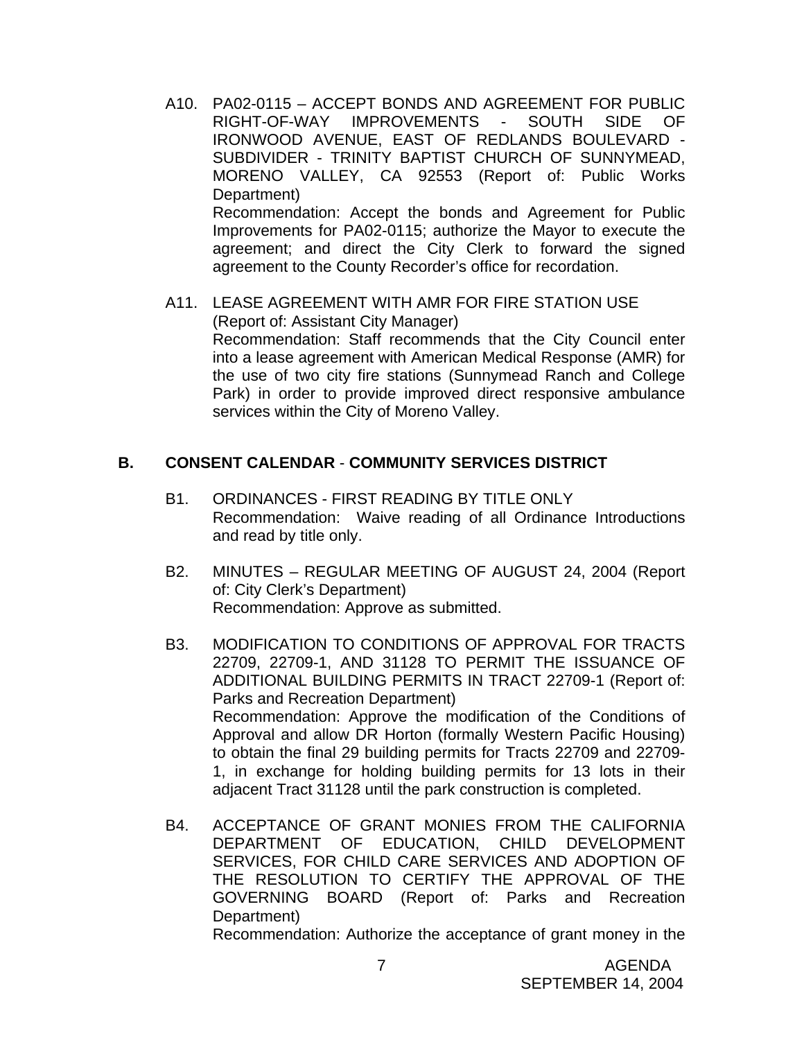A10. PA02-0115 – ACCEPT BONDS AND AGREEMENT FOR PUBLIC RIGHT-OF-WAY IMPROVEMENTS - SOUTH SIDE OF IRONWOOD AVENUE, EAST OF REDLANDS BOULEVARD - SUBDIVIDER - TRINITY BAPTIST CHURCH OF SUNNYMEAD, MORENO VALLEY, CA 92553 (Report of: Public Works Department)
Recommendation: Accept the bonds and Agreement for Public Improvements for PA02-0115; authorize the Mayor to execute the agreement; and direct the City Clerk to forward the signed agreement to the County Recorder's office for recordation.

A11. LEASE AGREEMENT WITH AMR FOR FIRE STATION USE (Report of: Assistant City Manager)
Recommendation: Staff recommends that the City Council enter into a lease agreement with American Medical Response (AMR) for the use of two city fire stations (Sunnymead Ranch and College Park) in order to provide improved direct responsive ambulance services within the City of Moreno Valley.

## B. CONSENT CALENDAR - COMMUNITY SERVICES DISTRICT

B1. ORDINANCES - FIRST READING BY TITLE ONLY
Recommendation: Waive reading of all Ordinance Introductions and read by title only.

B2. MINUTES – REGULAR MEETING OF AUGUST 24, 2004 (Report of: City Clerk's Department)
Recommendation: Approve as submitted.

B3. MODIFICATION TO CONDITIONS OF APPROVAL FOR TRACTS 22709, 22709-1, AND 31128 TO PERMIT THE ISSUANCE OF ADDITIONAL BUILDING PERMITS IN TRACT 22709-1 (Report of: Parks and Recreation Department)
Recommendation: Approve the modification of the Conditions of Approval and allow DR Horton (formally Western Pacific Housing) to obtain the final 29 building permits for Tracts 22709 and 22709-1, in exchange for holding building permits for 13 lots in their adjacent Tract 31128 until the park construction is completed.

B4. ACCEPTANCE OF GRANT MONIES FROM THE CALIFORNIA DEPARTMENT OF EDUCATION, CHILD DEVELOPMENT SERVICES, FOR CHILD CARE SERVICES AND ADOPTION OF THE RESOLUTION TO CERTIFY THE APPROVAL OF THE GOVERNING BOARD (Report of: Parks and Recreation Department)
Recommendation: Authorize the acceptance of grant money in the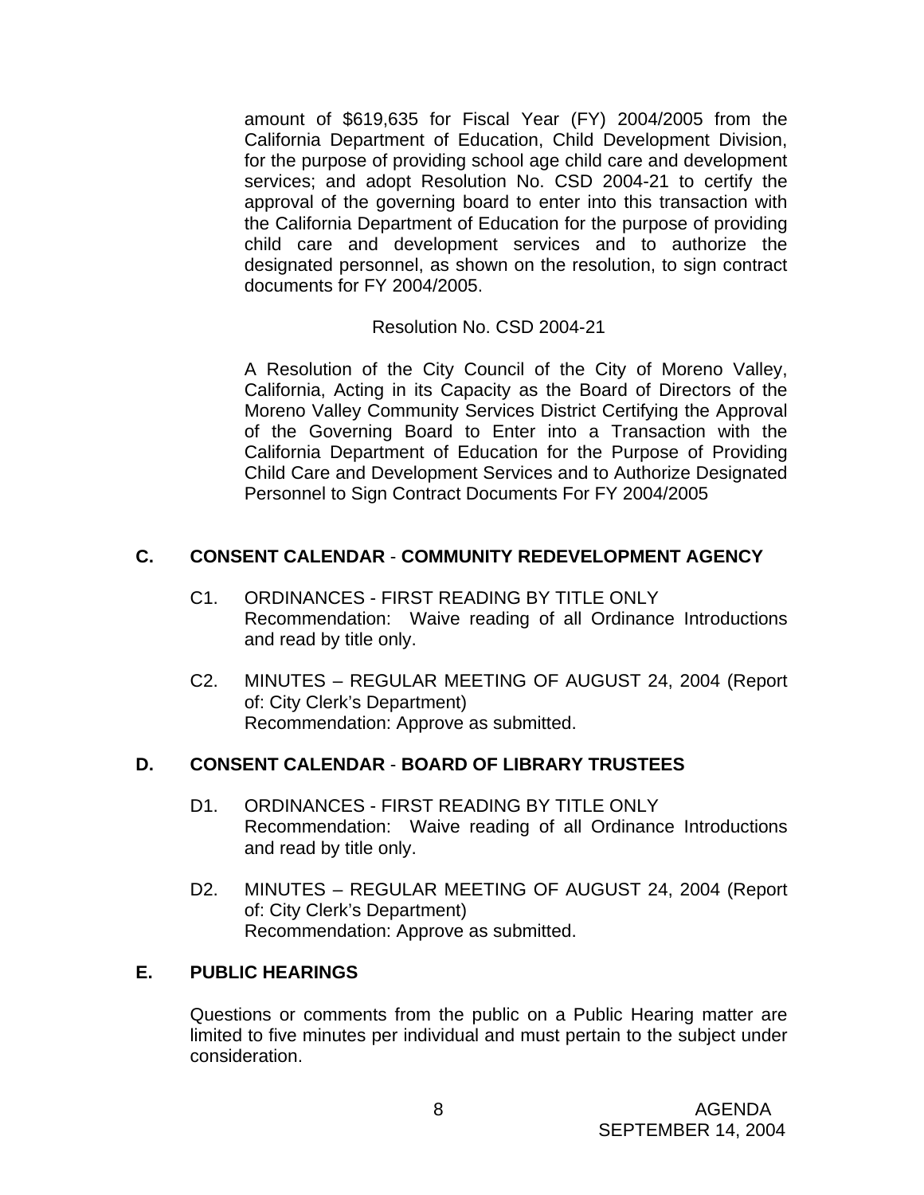amount of $619,635 for Fiscal Year (FY) 2004/2005 from the California Department of Education, Child Development Division, for the purpose of providing school age child care and development services; and adopt Resolution No. CSD 2004-21 to certify the approval of the governing board to enter into this transaction with the California Department of Education for the purpose of providing child care and development services and to authorize the designated personnel, as shown on the resolution, to sign contract documents for FY 2004/2005.

Resolution No. CSD 2004-21

A Resolution of the City Council of the City of Moreno Valley, California, Acting in its Capacity as the Board of Directors of the Moreno Valley Community Services District Certifying the Approval of the Governing Board to Enter into a Transaction with the California Department of Education for the Purpose of Providing Child Care and Development Services and to Authorize Designated Personnel to Sign Contract Documents For FY 2004/2005

## C. CONSENT CALENDAR - COMMUNITY REDEVELOPMENT AGENCY

C1. ORDINANCES - FIRST READING BY TITLE ONLY
Recommendation: Waive reading of all Ordinance Introductions and read by title only.

C2. MINUTES – REGULAR MEETING OF AUGUST 24, 2004 (Report of: City Clerk's Department)
Recommendation: Approve as submitted.

## D. CONSENT CALENDAR - BOARD OF LIBRARY TRUSTEES

D1. ORDINANCES - FIRST READING BY TITLE ONLY
Recommendation: Waive reading of all Ordinance Introductions and read by title only.

D2. MINUTES – REGULAR MEETING OF AUGUST 24, 2004 (Report of: City Clerk's Department)
Recommendation: Approve as submitted.

## E. PUBLIC HEARINGS

Questions or comments from the public on a Public Hearing matter are limited to five minutes per individual and must pertain to the subject under consideration.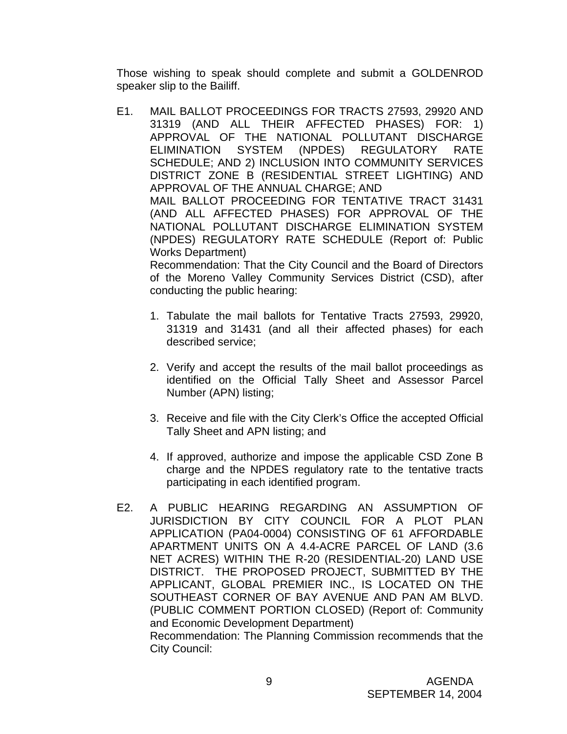Those wishing to speak should complete and submit a GOLDENROD speaker slip to the Bailiff.

E1. MAIL BALLOT PROCEEDINGS FOR TRACTS 27593, 29920 AND 31319 (AND ALL THEIR AFFECTED PHASES) FOR: 1) APPROVAL OF THE NATIONAL POLLUTANT DISCHARGE ELIMINATION SYSTEM (NPDES) REGULATORY RATE SCHEDULE; AND 2) INCLUSION INTO COMMUNITY SERVICES DISTRICT ZONE B (RESIDENTIAL STREET LIGHTING) AND APPROVAL OF THE ANNUAL CHARGE; AND
MAIL BALLOT PROCEEDING FOR TENTATIVE TRACT 31431 (AND ALL AFFECTED PHASES) FOR APPROVAL OF THE NATIONAL POLLUTANT DISCHARGE ELIMINATION SYSTEM (NPDES) REGULATORY RATE SCHEDULE (Report of: Public Works Department)
Recommendation: That the City Council and the Board of Directors of the Moreno Valley Community Services District (CSD), after conducting the public hearing:

1. Tabulate the mail ballots for Tentative Tracts 27593, 29920, 31319 and 31431 (and all their affected phases) for each described service;

2. Verify and accept the results of the mail ballot proceedings as identified on the Official Tally Sheet and Assessor Parcel Number (APN) listing;

3. Receive and file with the City Clerk's Office the accepted Official Tally Sheet and APN listing; and

4. If approved, authorize and impose the applicable CSD Zone B charge and the NPDES regulatory rate to the tentative tracts participating in each identified program.

E2. A PUBLIC HEARING REGARDING AN ASSUMPTION OF JURISDICTION BY CITY COUNCIL FOR A PLOT PLAN APPLICATION (PA04-0004) CONSISTING OF 61 AFFORDABLE APARTMENT UNITS ON A 4.4-ACRE PARCEL OF LAND (3.6 NET ACRES) WITHIN THE R-20 (RESIDENTIAL-20) LAND USE DISTRICT. THE PROPOSED PROJECT, SUBMITTED BY THE APPLICANT, GLOBAL PREMIER INC., IS LOCATED ON THE SOUTHEAST CORNER OF BAY AVENUE AND PAN AM BLVD. (PUBLIC COMMENT PORTION CLOSED) (Report of: Community and Economic Development Department)
Recommendation: The Planning Commission recommends that the City Council: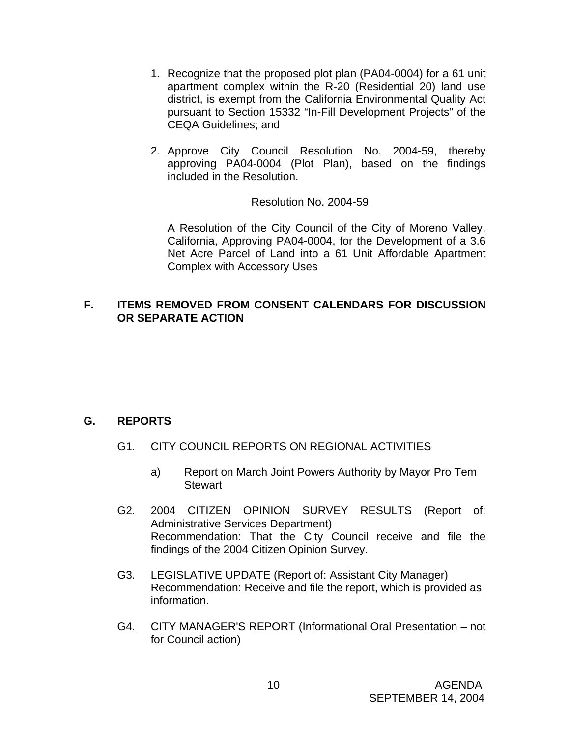1. Recognize that the proposed plot plan (PA04-0004) for a 61 unit apartment complex within the R-20 (Residential 20) land use district, is exempt from the California Environmental Quality Act pursuant to Section 15332 "In-Fill Development Projects" of the CEQA Guidelines; and

2. Approve City Council Resolution No. 2004-59, thereby approving PA04-0004 (Plot Plan), based on the findings included in the Resolution.

   Resolution No. 2004-59

   A Resolution of the City Council of the City of Moreno Valley, California, Approving PA04-0004, for the Development of a 3.6 Net Acre Parcel of Land into a 61 Unit Affordable Apartment Complex with Accessory Uses

## F. ITEMS REMOVED FROM CONSENT CALENDARS FOR DISCUSSION OR SEPARATE ACTION

## G. REPORTS

G1. CITY COUNCIL REPORTS ON REGIONAL ACTIVITIES

   a) Report on March Joint Powers Authority by Mayor Pro Tem Stewart

G2. 2004 CITIZEN OPINION SURVEY RESULTS (Report of: Administrative Services Department)
Recommendation: That the City Council receive and file the findings of the 2004 Citizen Opinion Survey.

G3. LEGISLATIVE UPDATE (Report of: Assistant City Manager)
Recommendation: Receive and file the report, which is provided as information.

G4. CITY MANAGER'S REPORT (Informational Oral Presentation – not for Council action)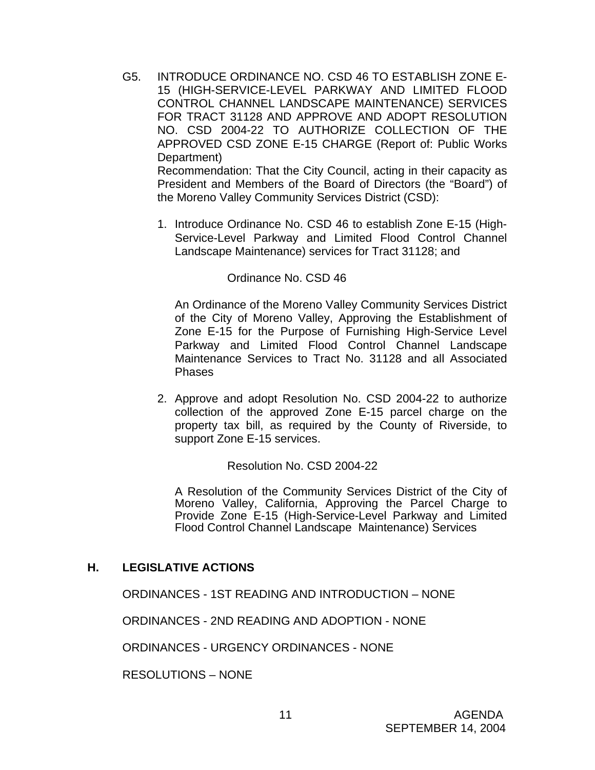G5. INTRODUCE ORDINANCE NO. CSD 46 TO ESTABLISH ZONE E-15 (HIGH-SERVICE-LEVEL PARKWAY AND LIMITED FLOOD CONTROL CHANNEL LANDSCAPE MAINTENANCE) SERVICES FOR TRACT 31128 AND APPROVE AND ADOPT RESOLUTION NO. CSD 2004-22 TO AUTHORIZE COLLECTION OF THE APPROVED CSD ZONE E-15 CHARGE (Report of: Public Works Department)

Recommendation: That the City Council, acting in their capacity as President and Members of the Board of Directors (the "Board") of the Moreno Valley Community Services District (CSD):

1. Introduce Ordinance No. CSD 46 to establish Zone E-15 (High-Service-Level Parkway and Limited Flood Control Channel Landscape Maintenance) services for Tract 31128; and

   Ordinance No. CSD 46

   An Ordinance of the Moreno Valley Community Services District of the City of Moreno Valley, Approving the Establishment of Zone E-15 for the Purpose of Furnishing High-Service Level Parkway and Limited Flood Control Channel Landscape Maintenance Services to Tract No. 31128 and all Associated Phases

2. Approve and adopt Resolution No. CSD 2004-22 to authorize collection of the approved Zone E-15 parcel charge on the property tax bill, as required by the County of Riverside, to support Zone E-15 services.

   Resolution No. CSD 2004-22

   A Resolution of the Community Services District of the City of Moreno Valley, California, Approving the Parcel Charge to Provide Zone E-15 (High-Service-Level Parkway and Limited Flood Control Channel Landscape Maintenance) Services

## H. LEGISLATIVE ACTIONS

ORDINANCES - 1ST READING AND INTRODUCTION – NONE

ORDINANCES - 2ND READING AND ADOPTION - NONE

ORDINANCES - URGENCY ORDINANCES - NONE

RESOLUTIONS – NONE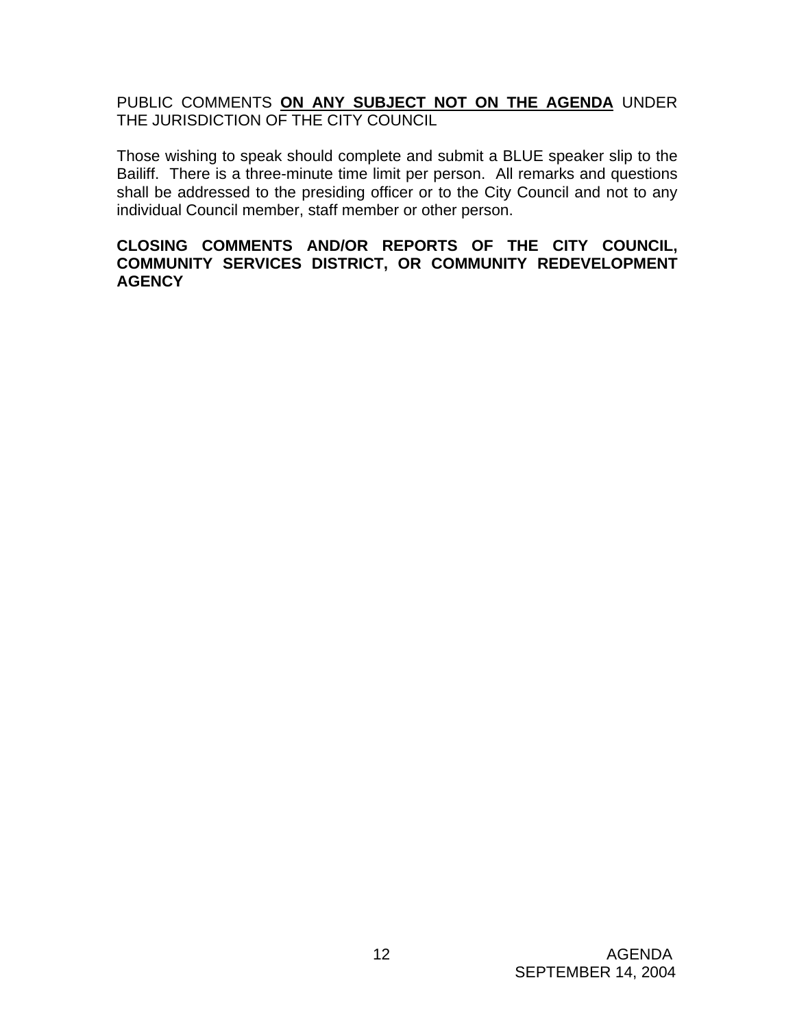PUBLIC COMMENTS **<u>ON ANY SUBJECT NOT ON THE AGENDA</u>** UNDER THE JURISDICTION OF THE CITY COUNCIL

Those wishing to speak should complete and submit a BLUE speaker slip to the Bailiff. There is a three-minute time limit per person. All remarks and questions shall be addressed to the presiding officer or to the City Council and not to any individual Council member, staff member or other person.

**CLOSING COMMENTS AND/OR REPORTS OF THE CITY COUNCIL, COMMUNITY SERVICES DISTRICT, OR COMMUNITY REDEVELOPMENT AGENCY**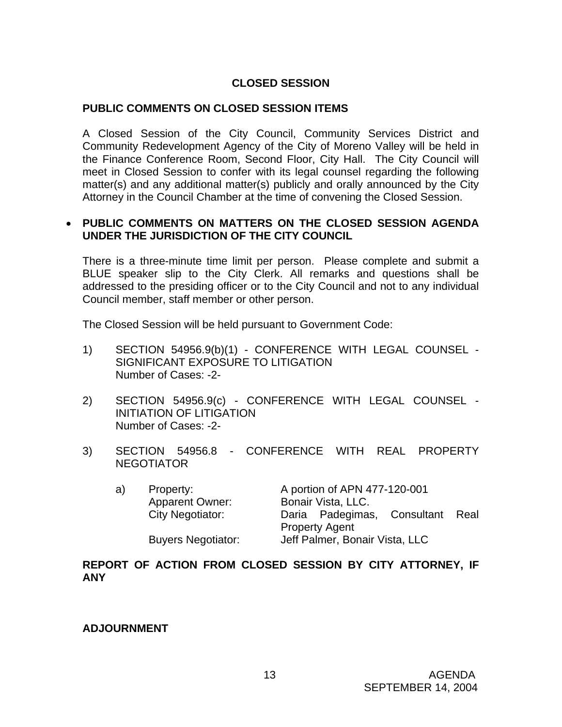## CLOSED SESSION

**PUBLIC COMMENTS ON CLOSED SESSION ITEMS**

A Closed Session of the City Council, Community Services District and Community Redevelopment Agency of the City of Moreno Valley will be held in the Finance Conference Room, Second Floor, City Hall. The City Council will meet in Closed Session to confer with its legal counsel regarding the following matter(s) and any additional matter(s) publicly and orally announced by the City Attorney in the Council Chamber at the time of convening the Closed Session.

- **PUBLIC COMMENTS ON MATTERS ON THE CLOSED SESSION AGENDA UNDER THE JURISDICTION OF THE CITY COUNCIL**

  There is a three-minute time limit per person. Please complete and submit a BLUE speaker slip to the City Clerk. All remarks and questions shall be addressed to the presiding officer or to the City Council and not to any individual Council member, staff member or other person.

  The Closed Session will be held pursuant to Government Code:

1) SECTION 54956.9(b)(1) - CONFERENCE WITH LEGAL COUNSEL - SIGNIFICANT EXPOSURE TO LITIGATION
   Number of Cases: -2-

2) SECTION 54956.9(c) - CONFERENCE WITH LEGAL COUNSEL - INITIATION OF LITIGATION
   Number of Cases: -2-

3) SECTION 54956.8 - CONFERENCE WITH REAL PROPERTY NEGOTIATOR

   a)

| | |
|---|---|
| Property: | A portion of APN 477-120-001 |
| Apparent Owner: | Bonair Vista, LLC. |
| City Negotiator: | Daria Padegimas, Consultant Real Property Agent |
| Buyers Negotiator: | Jeff Palmer, Bonair Vista, LLC |

**REPORT OF ACTION FROM CLOSED SESSION BY CITY ATTORNEY, IF ANY**

**ADJOURNMENT**